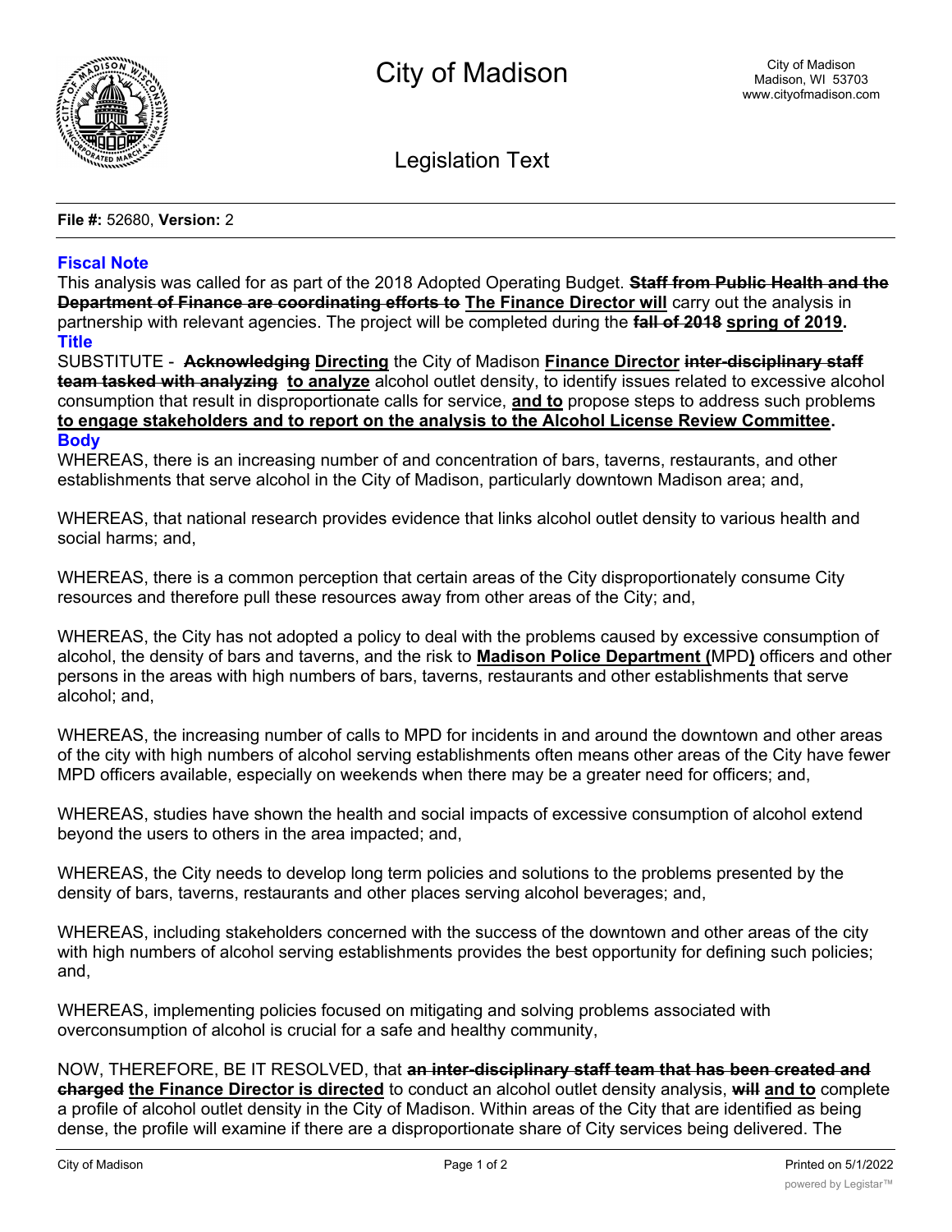# City of Madison

City of Madison
Madison, WI 53703
www.cityofmadison.com

## Legislation Text

**File #:** 52680, **Version:** 2

### Fiscal Note

This analysis was called for as part of the 2018 Adopted Operating Budget. ~~**Staff from Public Health and the Department of Finance are coordinating efforts to**~~ **<u>The Finance Director will</u>** carry out the analysis in partnership with relevant agencies. The project will be completed during the ~~**fall of 2018**~~ **<u>spring of 2019</u>.**

### Title

SUBSTITUTE - ~~**Acknowledging**~~ **<u>Directing</u>** the City of Madison **<u>Finance Director</u>** ~~**inter-disciplinary staff team tasked with analyzing**~~ **<u>to analyze</u>** alcohol outlet density, to identify issues related to excessive alcohol consumption that result in disproportionate calls for service, **<u>and to</u>** propose steps to address such problems **<u>to engage stakeholders and to report on the analysis to the Alcohol License Review Committee</u>.**

### Body

WHEREAS, there is an increasing number of and concentration of bars, taverns, restaurants, and other establishments that serve alcohol in the City of Madison, particularly downtown Madison area; and,

WHEREAS, that national research provides evidence that links alcohol outlet density to various health and social harms; and,

WHEREAS, there is a common perception that certain areas of the City disproportionately consume City resources and therefore pull these resources away from other areas of the City; and,

WHEREAS, the City has not adopted a policy to deal with the problems caused by excessive consumption of alcohol, the density of bars and taverns, and the risk to **<u>Madison Police Department (</u>**MPD**<u>)</u>** officers and other persons in the areas with high numbers of bars, taverns, restaurants and other establishments that serve alcohol; and,

WHEREAS, the increasing number of calls to MPD for incidents in and around the downtown and other areas of the city with high numbers of alcohol serving establishments often means other areas of the City have fewer MPD officers available, especially on weekends when there may be a greater need for officers; and,

WHEREAS, studies have shown the health and social impacts of excessive consumption of alcohol extend beyond the users to others in the area impacted; and,

WHEREAS, the City needs to develop long term policies and solutions to the problems presented by the density of bars, taverns, restaurants and other places serving alcohol beverages; and,

WHEREAS, including stakeholders concerned with the success of the downtown and other areas of the city with high numbers of alcohol serving establishments provides the best opportunity for defining such policies; and,

WHEREAS, implementing policies focused on mitigating and solving problems associated with overconsumption of alcohol is crucial for a safe and healthy community,

NOW, THEREFORE, BE IT RESOLVED, that ~~**an inter-disciplinary staff team that has been created and charged**~~ **<u>the Finance Director is directed</u>** to conduct an alcohol outlet density analysis, ~~**will**~~ **<u>and to</u>** complete a profile of alcohol outlet density in the City of Madison. Within areas of the City that are identified as being dense, the profile will examine if there are a disproportionate share of City services being delivered. The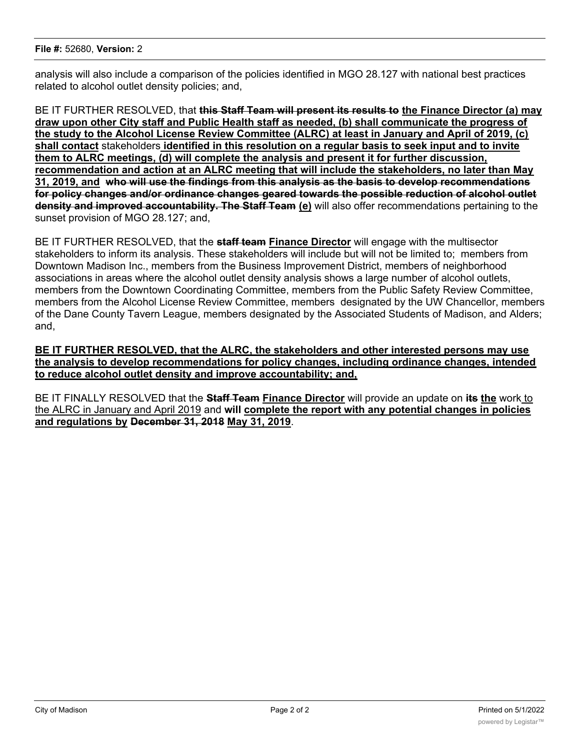analysis will also include a comparison of the policies identified in MGO 28.127 with national best practices related to alcohol outlet density policies; and,

BE IT FURTHER RESOLVED, that ~~**this Staff Team will present its results to**~~ **<u>the Finance Director (a) may draw upon other City staff and Public Health staff as needed, (b) shall communicate the progress of the study to the Alcohol License Review Committee (ALRC) at least in January and April of 2019, (c) shall contact</u>** stakeholders **<u>identified in this resolution on a regular basis to seek input and to invite them to ALRC meetings, (d) will complete the analysis and present it for further discussion, recommendation and action at an ALRC meeting that will include the stakeholders, no later than May 31, 2019, and</u>** ~~**who will use the findings from this analysis as the basis to develop recommendations for policy changes and/or ordinance changes geared towards the possible reduction of alcohol outlet density and improved accountability. The Staff Team**~~ **<u>(e)</u>** will also offer recommendations pertaining to the sunset provision of MGO 28.127; and,

BE IT FURTHER RESOLVED, that the ~~**staff team**~~ **<u>Finance Director</u>** will engage with the multisector stakeholders to inform its analysis. These stakeholders will include but will not be limited to; members from Downtown Madison Inc., members from the Business Improvement District, members of neighborhood associations in areas where the alcohol outlet density analysis shows a large number of alcohol outlets, members from the Downtown Coordinating Committee, members from the Public Safety Review Committee, members from the Alcohol License Review Committee, members designated by the UW Chancellor, members of the Dane County Tavern League, members designated by the Associated Students of Madison, and Alders; and,

**<u>BE IT FURTHER RESOLVED, that the ALRC, the stakeholders and other interested persons may use the analysis to develop recommendations for policy changes, including ordinance changes, intended to reduce alcohol outlet density and improve accountability; and,</u>**

BE IT FINALLY RESOLVED that the ~~**Staff Team**~~ **<u>Finance Director</u>** will provide an update on **i~~ts~~** **<u>the</u>** work <u>to the ALRC in January and April 2019</u> and **will <u>complete the report with any potential changes in policies and regulations by</u>** ~~**December 31, 2018**~~ **<u>May 31, 2019</u>**.